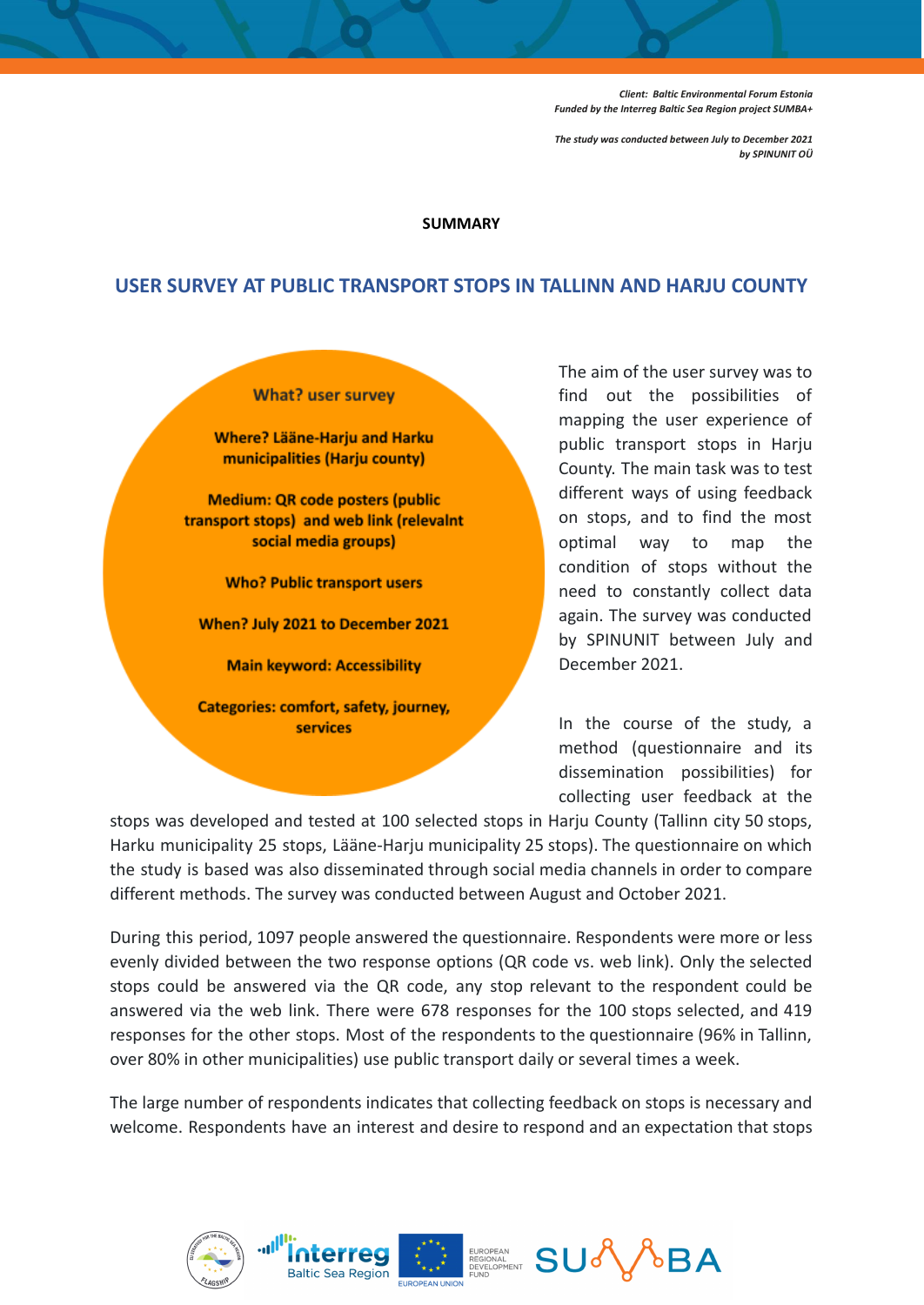*Client: Baltic Environmental Forum Estonia*
*Funded by the Interreg Baltic Sea Region project SUMBA+*

*The study was conducted between July to December 2021*
*by SPINUNIT OÜ*

**SUMMARY**

# USER SURVEY AT PUBLIC TRANSPORT STOPS IN TALLINN AND HARJU COUNTY

**What? user survey**

**Where? Lääne-Harju and Harku municipalities (Harju county)**

**Medium: QR code posters (public transport stops) and web link (relevalnt social media groups)**

**Who? Public transport users**

**When? July 2021 to December 2021**

**Main keyword: Accessibility**

**Categories: comfort, safety, journey, services**

The aim of the user survey was to find out the possibilities of mapping the user experience of public transport stops in Harju County. The main task was to test different ways of using feedback on stops, and to find the most optimal way to map the condition of stops without the need to constantly collect data again. The survey was conducted by SPINUNIT between July and December 2021.

In the course of the study, a method (questionnaire and its dissemination possibilities) for collecting user feedback at the stops was developed and tested at 100 selected stops in Harju County (Tallinn city 50 stops, Harku municipality 25 stops, Lääne-Harju municipality 25 stops). The questionnaire on which the study is based was also disseminated through social media channels in order to compare different methods. The survey was conducted between August and October 2021.

During this period, 1097 people answered the questionnaire. Respondents were more or less evenly divided between the two response options (QR code vs. web link). Only the selected stops could be answered via the QR code, any stop relevant to the respondent could be answered via the web link. There were 678 responses for the 100 stops selected, and 419 responses for the other stops. Most of the respondents to the questionnaire (96% in Tallinn, over 80% in other municipalities) use public transport daily or several times a week.

The large number of respondents indicates that collecting feedback on stops is necessary and welcome. Respondents have an interest and desire to respond and an expectation that stops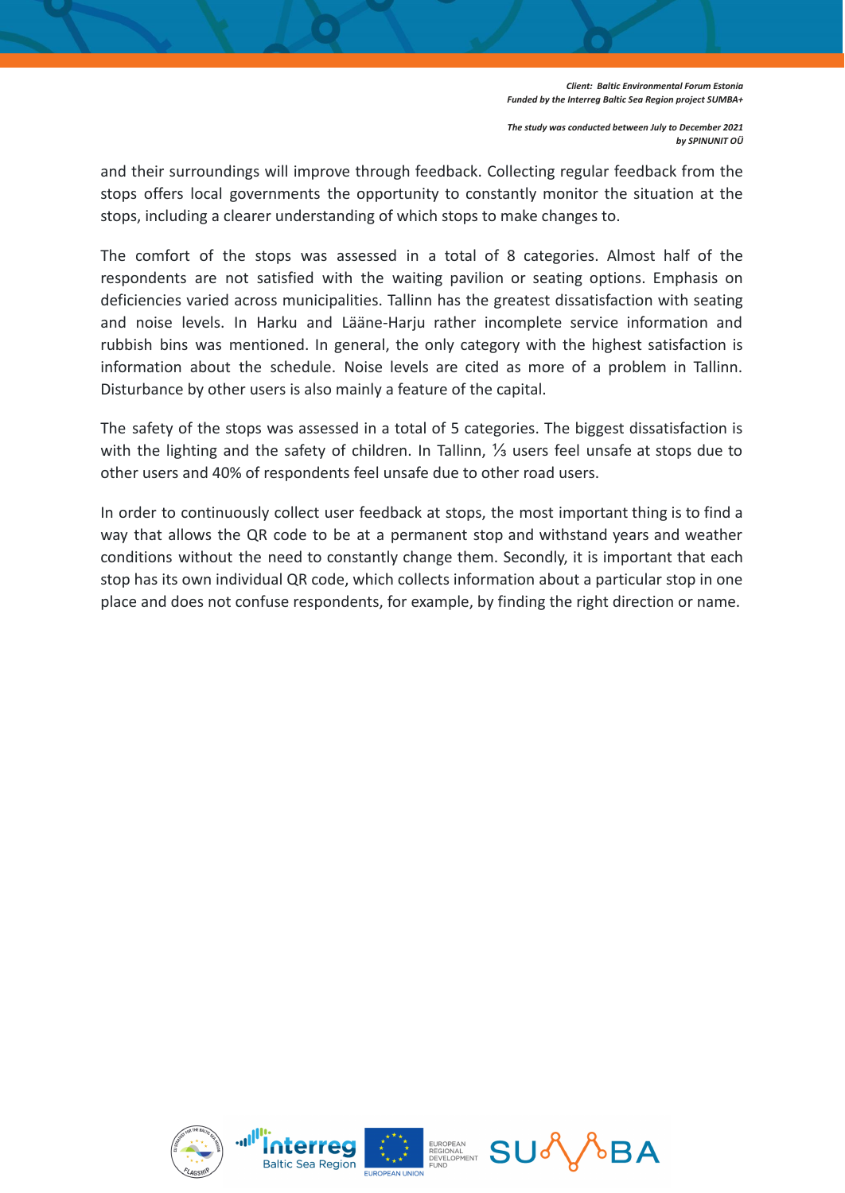and their surroundings will improve through feedback. Collecting regular feedback from the stops offers local governments the opportunity to constantly monitor the situation at the stops, including a clearer understanding of which stops to make changes to.

The comfort of the stops was assessed in a total of 8 categories. Almost half of the respondents are not satisfied with the waiting pavilion or seating options. Emphasis on deficiencies varied across municipalities. Tallinn has the greatest dissatisfaction with seating and noise levels. In Harku and Lääne-Harju rather incomplete service information and rubbish bins was mentioned. In general, the only category with the highest satisfaction is information about the schedule. Noise levels are cited as more of a problem in Tallinn. Disturbance by other users is also mainly a feature of the capital.

The safety of the stops was assessed in a total of 5 categories. The biggest dissatisfaction is with the lighting and the safety of children. In Tallinn, ⅓ users feel unsafe at stops due to other users and 40% of respondents feel unsafe due to other road users.

In order to continuously collect user feedback at stops, the most important thing is to find a way that allows the QR code to be at a permanent stop and withstand years and weather conditions without the need to constantly change them. Secondly, it is important that each stop has its own individual QR code, which collects information about a particular stop in one place and does not confuse respondents, for example, by finding the right direction or name.